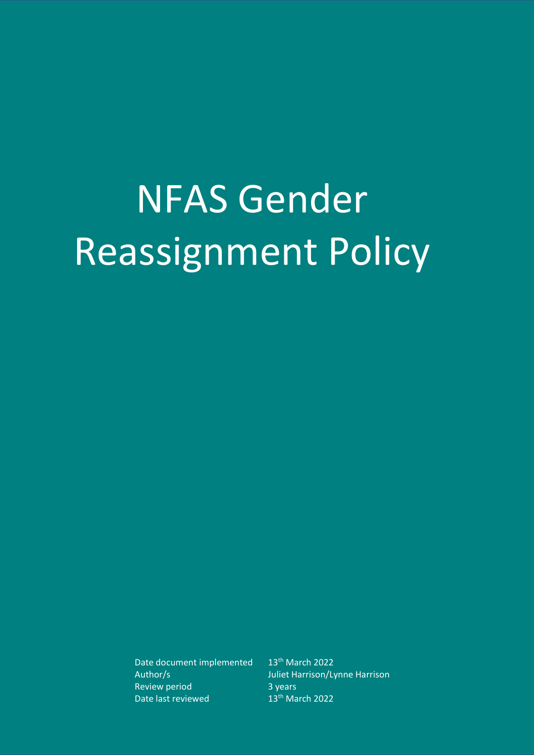# NFAS Gender Reassignment Policy

| | |
|---|---|
| Date document implemented | 13th March 2022 |
| Author/s | Juliet Harrison/Lynne Harrison |
| Review period | 3 years |
| Date last reviewed | 13th March 2022 |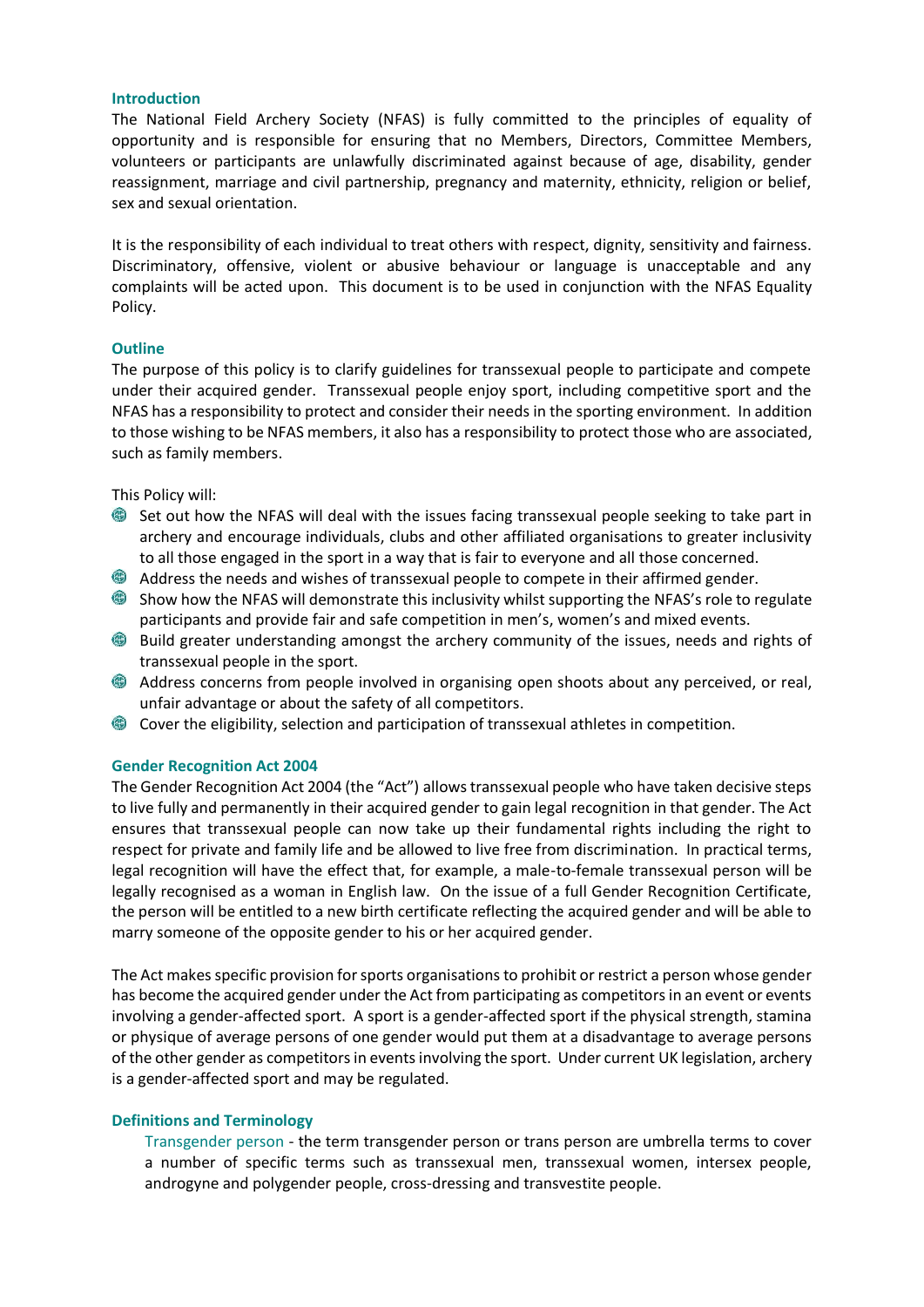## Introduction

The National Field Archery Society (NFAS) is fully committed to the principles of equality of opportunity and is responsible for ensuring that no Members, Directors, Committee Members, volunteers or participants are unlawfully discriminated against because of age, disability, gender reassignment, marriage and civil partnership, pregnancy and maternity, ethnicity, religion or belief, sex and sexual orientation.

It is the responsibility of each individual to treat others with respect, dignity, sensitivity and fairness. Discriminatory, offensive, violent or abusive behaviour or language is unacceptable and any complaints will be acted upon. This document is to be used in conjunction with the NFAS Equality Policy.

## Outline

The purpose of this policy is to clarify guidelines for transsexual people to participate and compete under their acquired gender. Transsexual people enjoy sport, including competitive sport and the NFAS has a responsibility to protect and consider their needs in the sporting environment. In addition to those wishing to be NFAS members, it also has a responsibility to protect those who are associated, such as family members.

This Policy will:

- Set out how the NFAS will deal with the issues facing transsexual people seeking to take part in archery and encourage individuals, clubs and other affiliated organisations to greater inclusivity to all those engaged in the sport in a way that is fair to everyone and all those concerned.
- Address the needs and wishes of transsexual people to compete in their affirmed gender.
- Show how the NFAS will demonstrate this inclusivity whilst supporting the NFAS's role to regulate participants and provide fair and safe competition in men's, women's and mixed events.
- Build greater understanding amongst the archery community of the issues, needs and rights of transsexual people in the sport.
- Address concerns from people involved in organising open shoots about any perceived, or real, unfair advantage or about the safety of all competitors.
- Cover the eligibility, selection and participation of transsexual athletes in competition.

## Gender Recognition Act 2004

The Gender Recognition Act 2004 (the "Act") allows transsexual people who have taken decisive steps to live fully and permanently in their acquired gender to gain legal recognition in that gender. The Act ensures that transsexual people can now take up their fundamental rights including the right to respect for private and family life and be allowed to live free from discrimination. In practical terms, legal recognition will have the effect that, for example, a male-to-female transsexual person will be legally recognised as a woman in English law. On the issue of a full Gender Recognition Certificate, the person will be entitled to a new birth certificate reflecting the acquired gender and will be able to marry someone of the opposite gender to his or her acquired gender.

The Act makes specific provision for sports organisations to prohibit or restrict a person whose gender has become the acquired gender under the Act from participating as competitors in an event or events involving a gender-affected sport. A sport is a gender-affected sport if the physical strength, stamina or physique of average persons of one gender would put them at a disadvantage to average persons of the other gender as competitors in events involving the sport. Under current UK legislation, archery is a gender-affected sport and may be regulated.

## Definitions and Terminology

Transgender person - the term transgender person or trans person are umbrella terms to cover a number of specific terms such as transsexual men, transsexual women, intersex people, androgyne and polygender people, cross-dressing and transvestite people.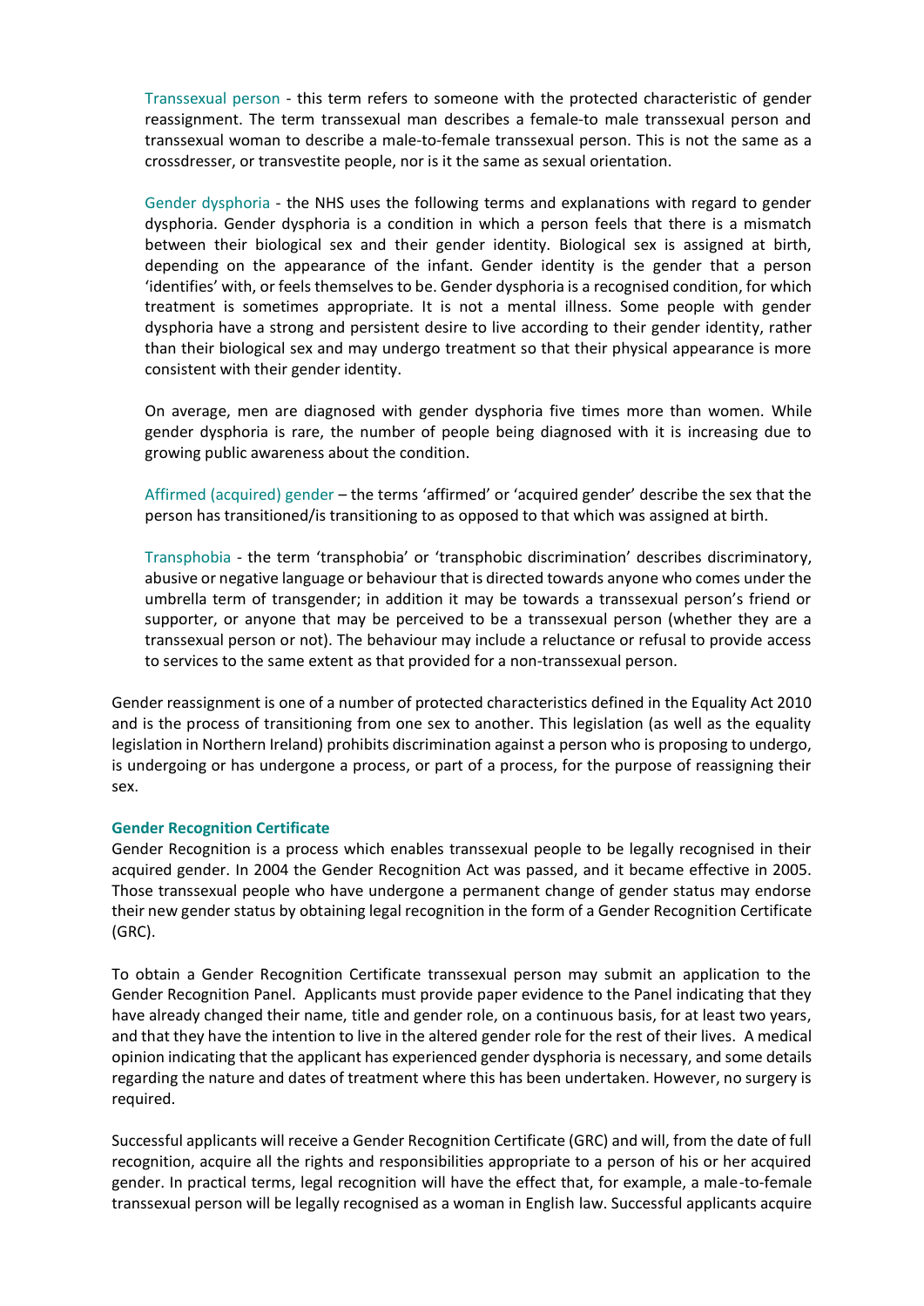Transsexual person - this term refers to someone with the protected characteristic of gender reassignment. The term transsexual man describes a female-to male transsexual person and transsexual woman to describe a male-to-female transsexual person. This is not the same as a crossdresser, or transvestite people, nor is it the same as sexual orientation.

Gender dysphoria - the NHS uses the following terms and explanations with regard to gender dysphoria. Gender dysphoria is a condition in which a person feels that there is a mismatch between their biological sex and their gender identity. Biological sex is assigned at birth, depending on the appearance of the infant. Gender identity is the gender that a person 'identifies' with, or feels themselves to be. Gender dysphoria is a recognised condition, for which treatment is sometimes appropriate. It is not a mental illness. Some people with gender dysphoria have a strong and persistent desire to live according to their gender identity, rather than their biological sex and may undergo treatment so that their physical appearance is more consistent with their gender identity.

On average, men are diagnosed with gender dysphoria five times more than women. While gender dysphoria is rare, the number of people being diagnosed with it is increasing due to growing public awareness about the condition.

Affirmed (acquired) gender – the terms 'affirmed' or 'acquired gender' describe the sex that the person has transitioned/is transitioning to as opposed to that which was assigned at birth.

Transphobia - the term 'transphobia' or 'transphobic discrimination' describes discriminatory, abusive or negative language or behaviour that is directed towards anyone who comes under the umbrella term of transgender; in addition it may be towards a transsexual person's friend or supporter, or anyone that may be perceived to be a transsexual person (whether they are a transsexual person or not). The behaviour may include a reluctance or refusal to provide access to services to the same extent as that provided for a non-transsexual person.

Gender reassignment is one of a number of protected characteristics defined in the Equality Act 2010 and is the process of transitioning from one sex to another. This legislation (as well as the equality legislation in Northern Ireland) prohibits discrimination against a person who is proposing to undergo, is undergoing or has undergone a process, or part of a process, for the purpose of reassigning their sex.

**Gender Recognition Certificate**

Gender Recognition is a process which enables transsexual people to be legally recognised in their acquired gender. In 2004 the Gender Recognition Act was passed, and it became effective in 2005. Those transsexual people who have undergone a permanent change of gender status may endorse their new gender status by obtaining legal recognition in the form of a Gender Recognition Certificate (GRC).

To obtain a Gender Recognition Certificate transsexual person may submit an application to the Gender Recognition Panel. Applicants must provide paper evidence to the Panel indicating that they have already changed their name, title and gender role, on a continuous basis, for at least two years, and that they have the intention to live in the altered gender role for the rest of their lives. A medical opinion indicating that the applicant has experienced gender dysphoria is necessary, and some details regarding the nature and dates of treatment where this has been undertaken. However, no surgery is required.

Successful applicants will receive a Gender Recognition Certificate (GRC) and will, from the date of full recognition, acquire all the rights and responsibilities appropriate to a person of his or her acquired gender. In practical terms, legal recognition will have the effect that, for example, a male-to-female transsexual person will be legally recognised as a woman in English law. Successful applicants acquire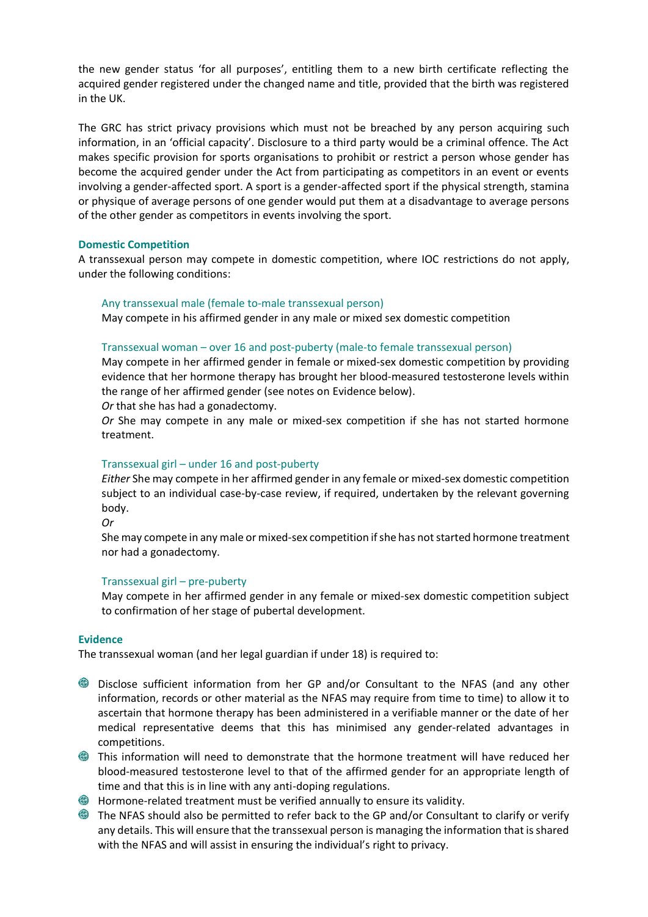the new gender status 'for all purposes', entitling them to a new birth certificate reflecting the acquired gender registered under the changed name and title, provided that the birth was registered in the UK.

The GRC has strict privacy provisions which must not be breached by any person acquiring such information, in an 'official capacity'. Disclosure to a third party would be a criminal offence. The Act makes specific provision for sports organisations to prohibit or restrict a person whose gender has become the acquired gender under the Act from participating as competitors in an event or events involving a gender-affected sport. A sport is a gender-affected sport if the physical strength, stamina or physique of average persons of one gender would put them at a disadvantage to average persons of the other gender as competitors in events involving the sport.

### Domestic Competition

A transsexual person may compete in domestic competition, where IOC restrictions do not apply, under the following conditions:

#### Any transsexual male (female to-male transsexual person)

May compete in his affirmed gender in any male or mixed sex domestic competition

#### Transsexual woman – over 16 and post-puberty (male-to female transsexual person)

May compete in her affirmed gender in female or mixed-sex domestic competition by providing evidence that her hormone therapy has brought her blood-measured testosterone levels within the range of her affirmed gender (see notes on Evidence below).

*Or* that she has had a gonadectomy.

*Or* She may compete in any male or mixed-sex competition if she has not started hormone treatment.

#### Transsexual girl – under 16 and post-puberty

*Either* She may compete in her affirmed gender in any female or mixed-sex domestic competition subject to an individual case-by-case review, if required, undertaken by the relevant governing body.

*Or*

She may compete in any male or mixed-sex competition if she has not started hormone treatment nor had a gonadectomy.

#### Transsexual girl – pre-puberty

May compete in her affirmed gender in any female or mixed-sex domestic competition subject to confirmation of her stage of pubertal development.

### Evidence

The transsexual woman (and her legal guardian if under 18) is required to:

- Disclose sufficient information from her GP and/or Consultant to the NFAS (and any other information, records or other material as the NFAS may require from time to time) to allow it to ascertain that hormone therapy has been administered in a verifiable manner or the date of her medical representative deems that this has minimised any gender-related advantages in competitions.
- This information will need to demonstrate that the hormone treatment will have reduced her blood-measured testosterone level to that of the affirmed gender for an appropriate length of time and that this is in line with any anti-doping regulations.
- Hormone-related treatment must be verified annually to ensure its validity.
- The NFAS should also be permitted to refer back to the GP and/or Consultant to clarify or verify any details. This will ensure that the transsexual person is managing the information that is shared with the NFAS and will assist in ensuring the individual's right to privacy.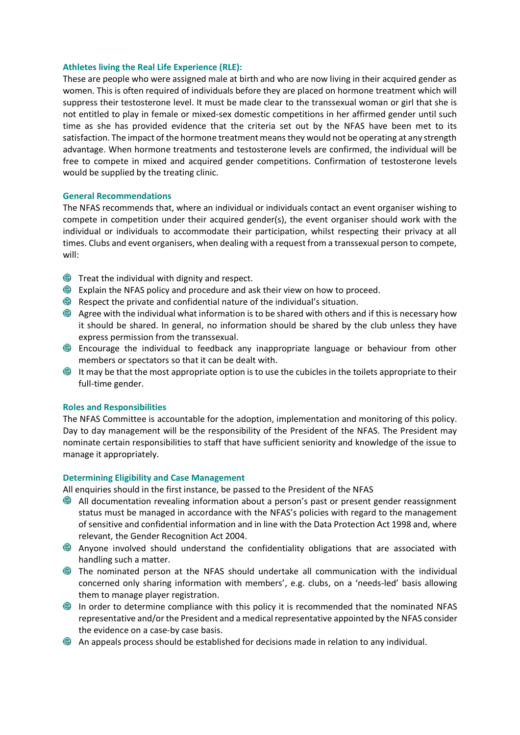### Athletes living the Real Life Experience (RLE):

These are people who were assigned male at birth and who are now living in their acquired gender as women. This is often required of individuals before they are placed on hormone treatment which will suppress their testosterone level. It must be made clear to the transsexual woman or girl that she is not entitled to play in female or mixed-sex domestic competitions in her affirmed gender until such time as she has provided evidence that the criteria set out by the NFAS have been met to its satisfaction. The impact of the hormone treatment means they would not be operating at any strength advantage. When hormone treatments and testosterone levels are confirmed, the individual will be free to compete in mixed and acquired gender competitions. Confirmation of testosterone levels would be supplied by the treating clinic.

### General Recommendations

The NFAS recommends that, where an individual or individuals contact an event organiser wishing to compete in competition under their acquired gender(s), the event organiser should work with the individual or individuals to accommodate their participation, whilst respecting their privacy at all times. Clubs and event organisers, when dealing with a request from a transsexual person to compete, will:

- Treat the individual with dignity and respect.
- Explain the NFAS policy and procedure and ask their view on how to proceed.
- Respect the private and confidential nature of the individual's situation.
- Agree with the individual what information is to be shared with others and if this is necessary how it should be shared. In general, no information should be shared by the club unless they have express permission from the transsexual.
- Encourage the individual to feedback any inappropriate language or behaviour from other members or spectators so that it can be dealt with.
- It may be that the most appropriate option is to use the cubicles in the toilets appropriate to their full-time gender.

### Roles and Responsibilities

The NFAS Committee is accountable for the adoption, implementation and monitoring of this policy. Day to day management will be the responsibility of the President of the NFAS. The President may nominate certain responsibilities to staff that have sufficient seniority and knowledge of the issue to manage it appropriately.

### Determining Eligibility and Case Management

All enquiries should in the first instance, be passed to the President of the NFAS

- All documentation revealing information about a person's past or present gender reassignment status must be managed in accordance with the NFAS's policies with regard to the management of sensitive and confidential information and in line with the Data Protection Act 1998 and, where relevant, the Gender Recognition Act 2004.
- Anyone involved should understand the confidentiality obligations that are associated with handling such a matter.
- The nominated person at the NFAS should undertake all communication with the individual concerned only sharing information with members', e.g. clubs, on a 'needs-led' basis allowing them to manage player registration.
- In order to determine compliance with this policy it is recommended that the nominated NFAS representative and/or the President and a medical representative appointed by the NFAS consider the evidence on a case-by case basis.
- An appeals process should be established for decisions made in relation to any individual.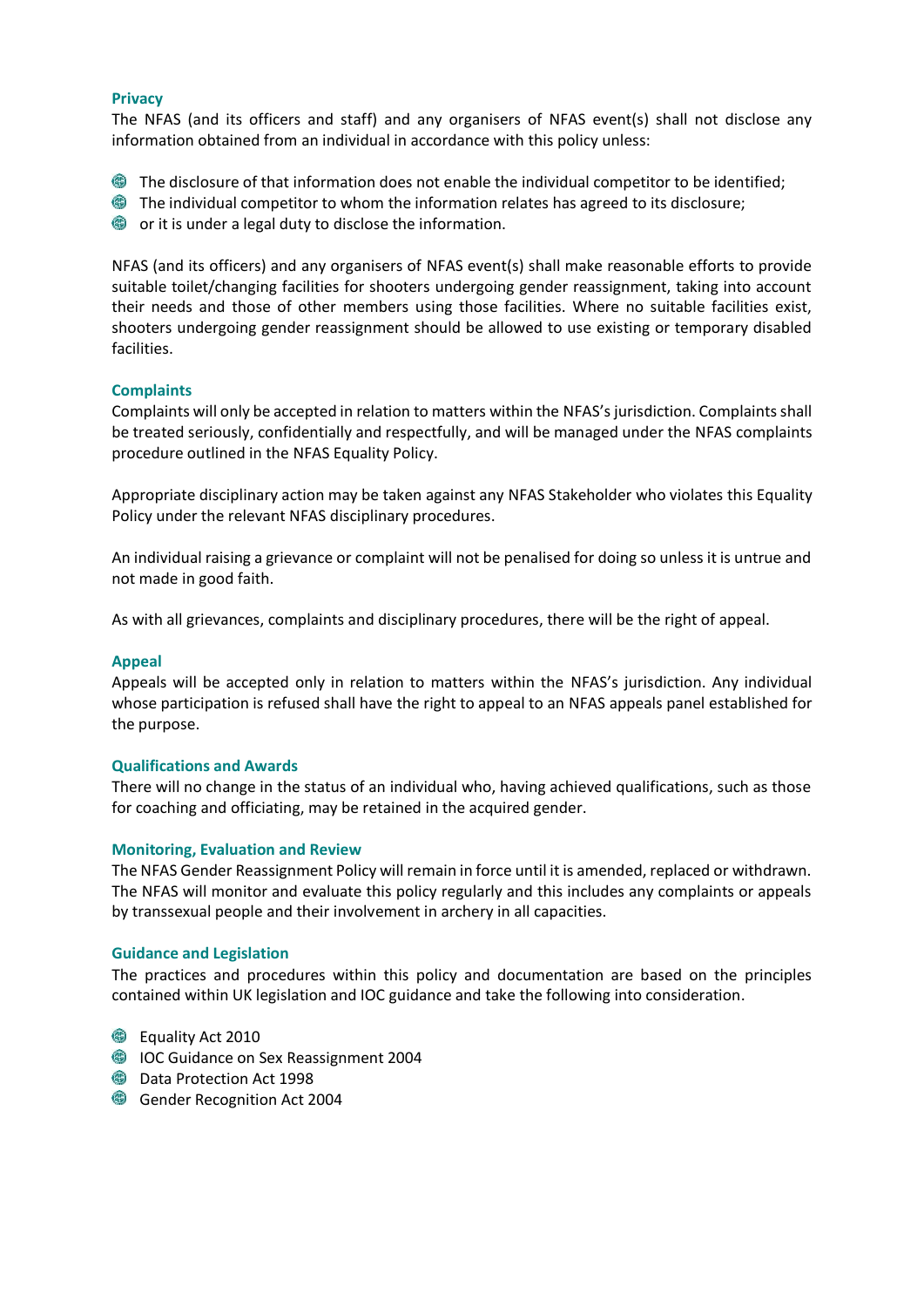## Privacy

The NFAS (and its officers and staff) and any organisers of NFAS event(s) shall not disclose any information obtained from an individual in accordance with this policy unless:

- The disclosure of that information does not enable the individual competitor to be identified;
- The individual competitor to whom the information relates has agreed to its disclosure;
- or it is under a legal duty to disclose the information.

NFAS (and its officers) and any organisers of NFAS event(s) shall make reasonable efforts to provide suitable toilet/changing facilities for shooters undergoing gender reassignment, taking into account their needs and those of other members using those facilities. Where no suitable facilities exist, shooters undergoing gender reassignment should be allowed to use existing or temporary disabled facilities.

## Complaints

Complaints will only be accepted in relation to matters within the NFAS's jurisdiction. Complaints shall be treated seriously, confidentially and respectfully, and will be managed under the NFAS complaints procedure outlined in the NFAS Equality Policy.

Appropriate disciplinary action may be taken against any NFAS Stakeholder who violates this Equality Policy under the relevant NFAS disciplinary procedures.

An individual raising a grievance or complaint will not be penalised for doing so unless it is untrue and not made in good faith.

As with all grievances, complaints and disciplinary procedures, there will be the right of appeal.

## Appeal

Appeals will be accepted only in relation to matters within the NFAS's jurisdiction. Any individual whose participation is refused shall have the right to appeal to an NFAS appeals panel established for the purpose.

## Qualifications and Awards

There will no change in the status of an individual who, having achieved qualifications, such as those for coaching and officiating, may be retained in the acquired gender.

## Monitoring, Evaluation and Review

The NFAS Gender Reassignment Policy will remain in force until it is amended, replaced or withdrawn. The NFAS will monitor and evaluate this policy regularly and this includes any complaints or appeals by transsexual people and their involvement in archery in all capacities.

## Guidance and Legislation

The practices and procedures within this policy and documentation are based on the principles contained within UK legislation and IOC guidance and take the following into consideration.

- Equality Act 2010
- IOC Guidance on Sex Reassignment 2004
- Data Protection Act 1998
- Gender Recognition Act 2004